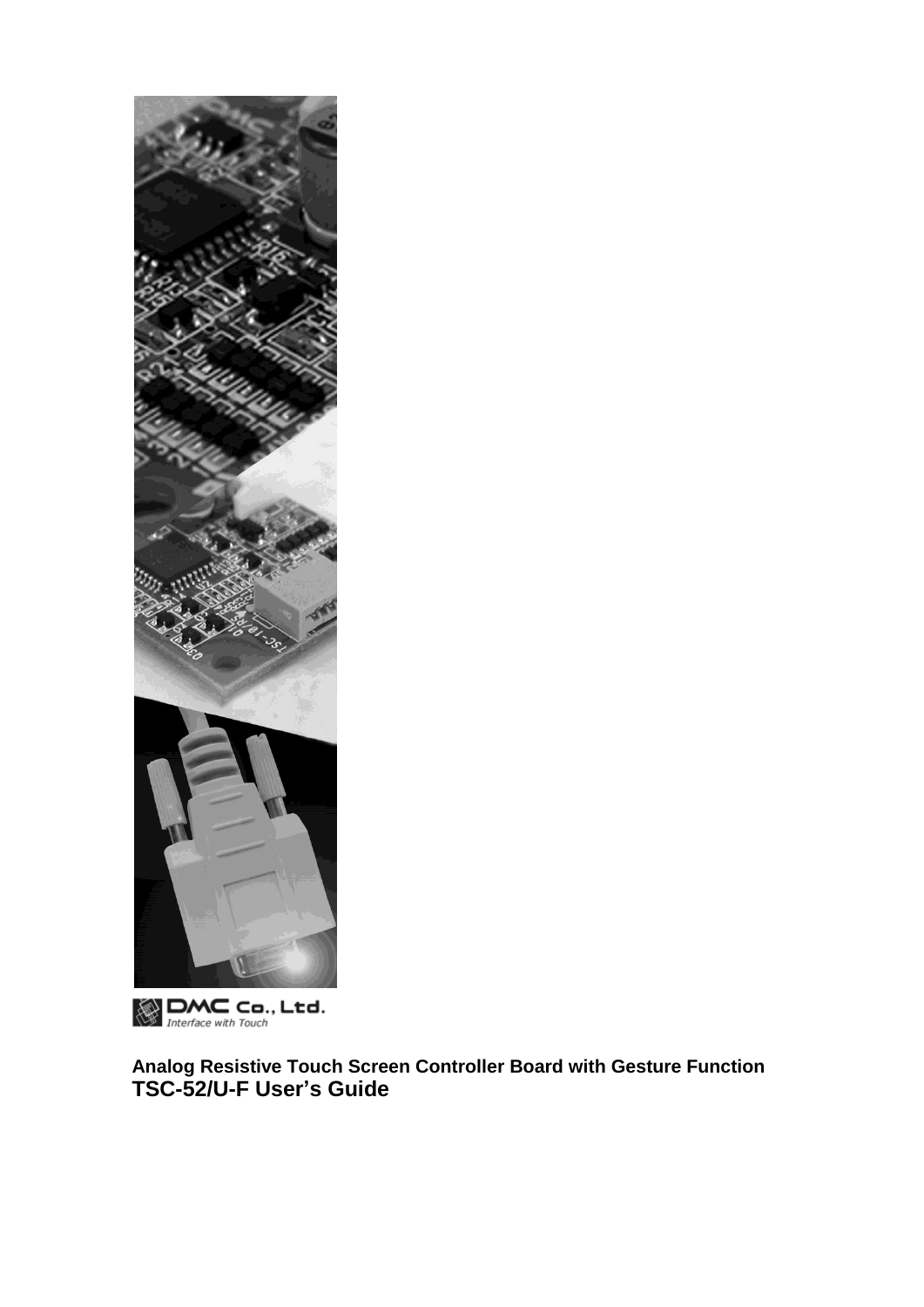DMC Co., Ltd.
*Interface with Touch*

**Analog Resistive Touch Screen Controller Board with Gesture Function**

# TSC-52/U-F User's Guide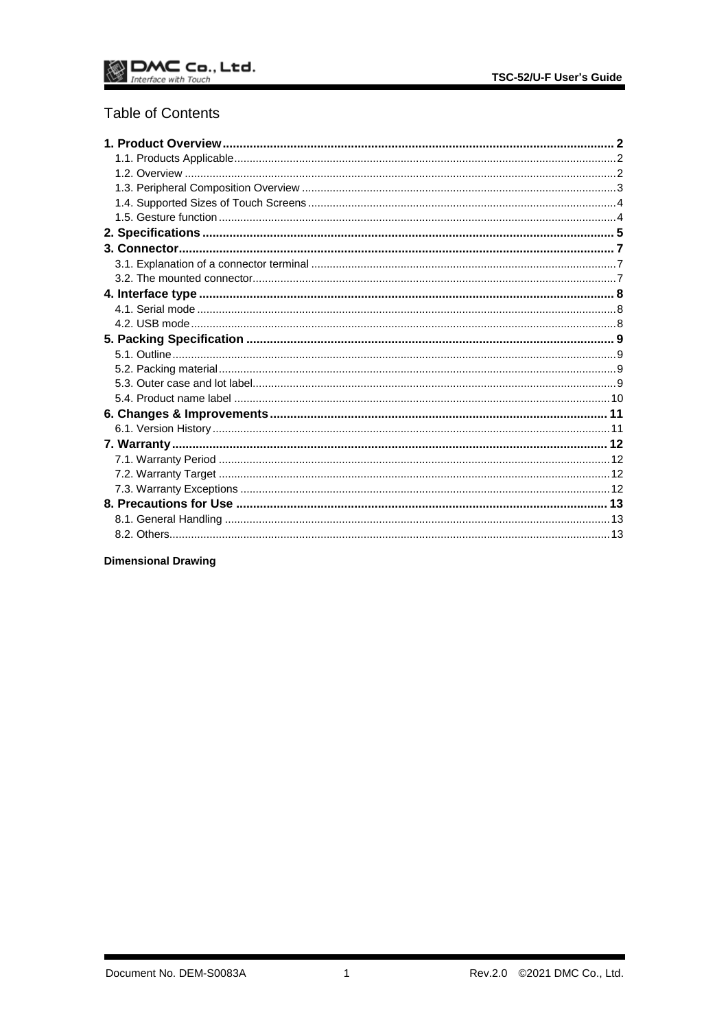# Table of Contents

**1. Product Overview** .................................................. **2**
- 1.1. Products Applicable .................................................. 2
- 1.2. Overview .................................................. 2
- 1.3. Peripheral Composition Overview .................................................. 3
- 1.4. Supported Sizes of Touch Screens .................................................. 4
- 1.5. Gesture function .................................................. 4

**2. Specifications** .................................................. **5**

**3. Connector** .................................................. **7**
- 3.1. Explanation of a connector terminal .................................................. 7
- 3.2. The mounted connector .................................................. 7

**4. Interface type** .................................................. **8**
- 4.1. Serial mode .................................................. 8
- 4.2. USB mode .................................................. 8

**5. Packing Specification** .................................................. **9**
- 5.1. Outline .................................................. 9
- 5.2. Packing material .................................................. 9
- 5.3. Outer case and lot label .................................................. 9
- 5.4. Product name label .................................................. 10

**6. Changes & Improvements** .................................................. **11**
- 6.1. Version History .................................................. 11

**7. Warranty** .................................................. **12**
- 7.1. Warranty Period .................................................. 12
- 7.2. Warranty Target .................................................. 12
- 7.3. Warranty Exceptions .................................................. 12

**8. Precautions for Use** .................................................. **13**
- 8.1. General Handling .................................................. 13
- 8.2. Others .................................................. 13

**Dimensional Drawing**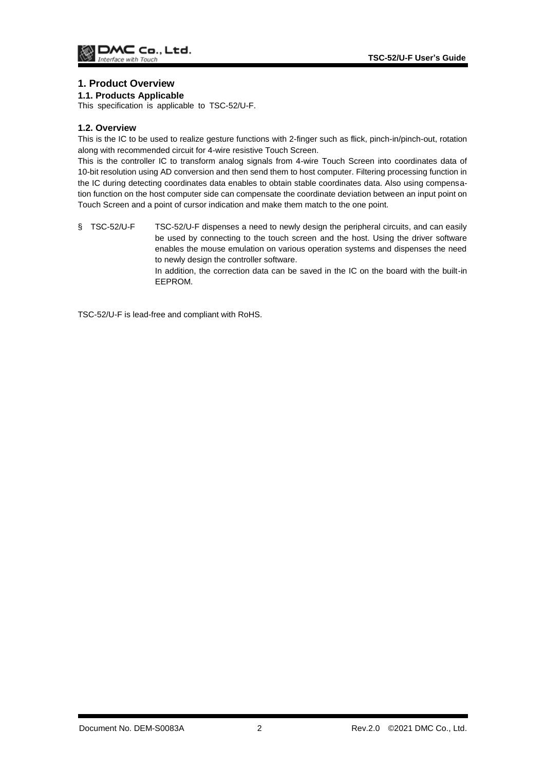# 1. Product Overview

## 1.1. Products Applicable

This specification is applicable to TSC-52/U-F.

## 1.2. Overview

This is the IC to be used to realize gesture functions with 2-finger such as flick, pinch-in/pinch-out, rotation along with recommended circuit for 4-wire resistive Touch Screen.

This is the controller IC to transform analog signals from 4-wire Touch Screen into coordinates data of 10-bit resolution using AD conversion and then send them to host computer. Filtering processing function in the IC during detecting coordinates data enables to obtain stable coordinates data. Also using compensation function on the host computer side can compensate the coordinate deviation between an input point on Touch Screen and a point of cursor indication and make them match to the one point.

§ TSC-52/U-F TSC-52/U-F dispenses a need to newly design the peripheral circuits, and can easily be used by connecting to the touch screen and the host. Using the driver software enables the mouse emulation on various operation systems and dispenses the need to newly design the controller software.
In addition, the correction data can be saved in the IC on the board with the built-in EEPROM.

TSC-52/U-F is lead-free and compliant with RoHS.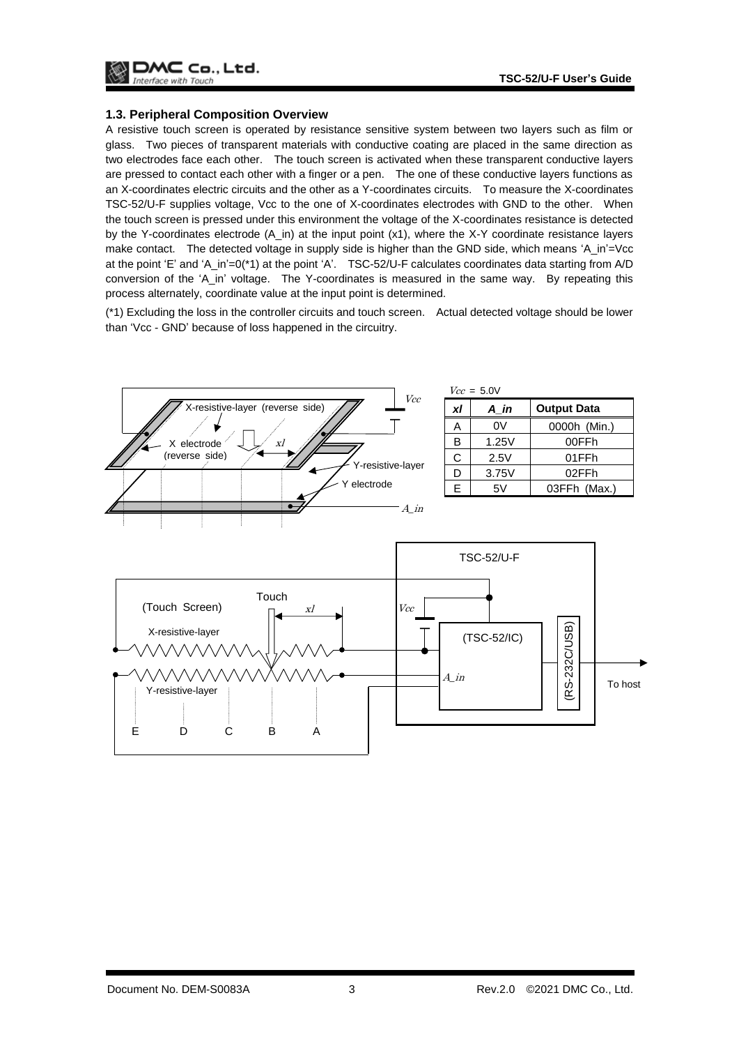### 1.3. Peripheral Composition Overview

A resistive touch screen is operated by resistance sensitive system between two layers such as film or glass. Two pieces of transparent materials with conductive coating are placed in the same direction as two electrodes face each other. The touch screen is activated when these transparent conductive layers are pressed to contact each other with a finger or a pen. The one of these conductive layers functions as an X-coordinates electric circuits and the other as a Y-coordinates circuits. To measure the X-coordinates TSC-52/U-F supplies voltage, Vcc to the one of X-coordinates electrodes with GND to the other. When the touch screen is pressed under this environment the voltage of the X-coordinates resistance is detected by the Y-coordinates electrode (A_in) at the input point (x1), where the X-Y coordinate resistance layers make contact. The detected voltage in supply side is higher than the GND side, which means 'A_in'=Vcc at the point 'E' and 'A_in'=0(*1) at the point 'A'. TSC-52/U-F calculates coordinates data starting from A/D conversion of the 'A_in' voltage. The Y-coordinates is measured in the same way. By repeating this process alternately, coordinate value at the input point is determined.

(*1) Excluding the loss in the controller circuits and touch screen. Actual detected voltage should be lower than 'Vcc - GND' because of loss happened in the circuitry.

X-resistive-layer (reverse side), X electrode (reverse side), $x1$, $Vcc$, Y-resistive-layer, Y electrode, $A\_in$

$Vcc$ = 5.0V

| *xl* | *A_in* | Output Data |
|---|---|---|
| A | 0V | 0000h (Min.) |
| B | 1.25V | 00FFh |
| C | 2.5V | 01FFh |
| D | 3.75V | 02FFh |
| E | 5V | 03FFh (Max.) |

TSC-52/U-F, (Touch Screen), Touch, $x1$, $Vcc$, X-resistive-layer, (TSC-52/IC), (RS-232C/USB), $A\_in$, To host, Y-resistive-layer, E D C B A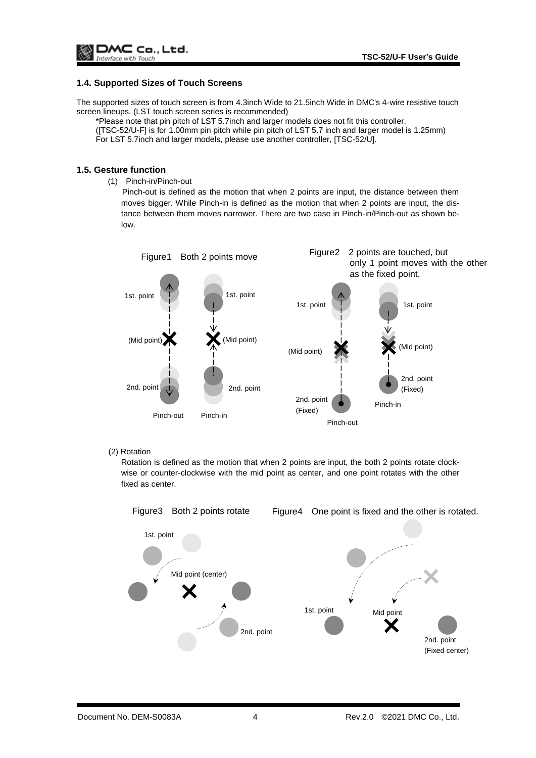### 1.4. Supported Sizes of Touch Screens

The supported sizes of touch screen is from 4.3inch Wide to 21.5inch Wide in DMC's 4-wire resistive touch screen lineups. (LST touch screen series is recommended)

*Please note that pin pitch of LST 5.7inch and larger models does not fit this controller.
([TSC-52/U-F] is for 1.00mm pin pitch while pin pitch of LST 5.7 inch and larger model is 1.25mm)
For LST 5.7inch and larger models, please use another controller, [TSC-52/U].

### 1.5. Gesture function

(1) Pinch-in/Pinch-out

Pinch-out is defined as the motion that when 2 points are input, the distance between them moves bigger. While Pinch-in is defined as the motion that when 2 points are input, the distance between them moves narrower. There are two case in Pinch-in/Pinch-out as shown below.

Figure1 Both 2 points move

Figure2 2 points are touched, but only 1 point moves with the other as the fixed point.

(2) Rotation

Rotation is defined as the motion that when 2 points are input, the both 2 points rotate clockwise or counter-clockwise with the mid point as center, and one point rotates with the other fixed as center.

Figure3 Both 2 points rotate

Figure4 One point is fixed and the other is rotated.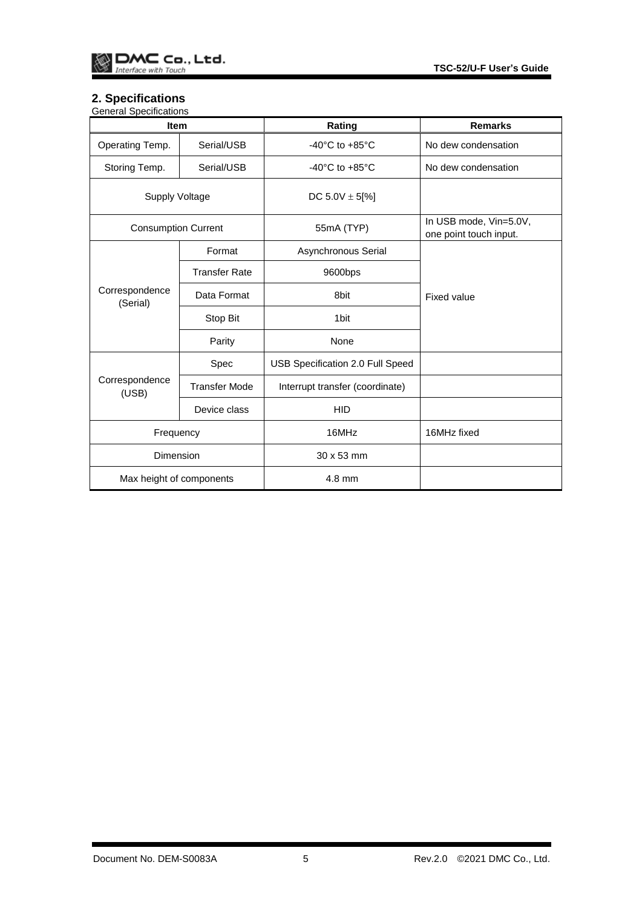## 2. Specifications

General Specifications

| Item | | Rating | Remarks |
|---|---|---|---|
| Operating Temp. | Serial/USB | -40°C to +85°C | No dew condensation |
| Storing Temp. | Serial/USB | -40°C to +85°C | No dew condensation |
| Supply Voltage | | DC 5.0V ± 5[%] | |
| Consumption Current | | 55mA (TYP) | In USB mode, Vin=5.0V, one point touch input. |
| Correspondence (Serial) | Format | Asynchronous Serial | Fixed value |
| | Transfer Rate | 9600bps | |
| | Data Format | 8bit | |
| | Stop Bit | 1bit | |
| | Parity | None | |
| Correspondence (USB) | Spec | USB Specification 2.0 Full Speed | |
| | Transfer Mode | Interrupt transfer (coordinate) | |
| | Device class | HID | |
| Frequency | | 16MHz | 16MHz fixed |
| Dimension | | 30 x 53 mm | |
| Max height of components | | 4.8 mm | |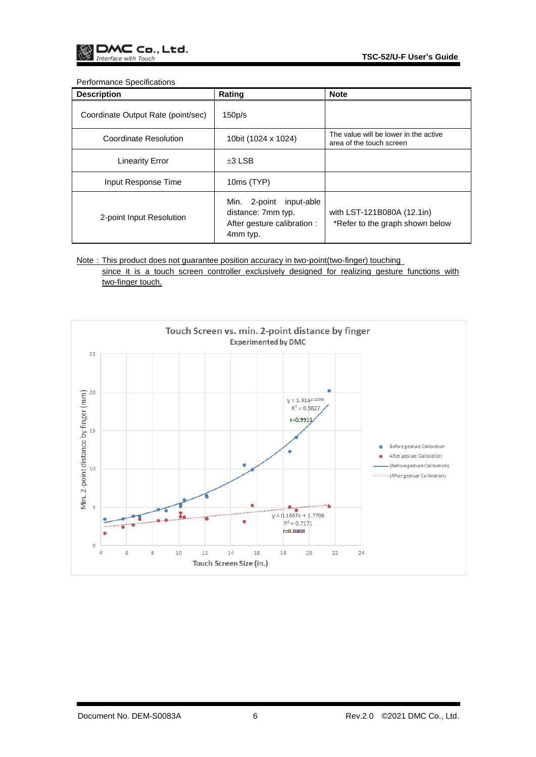Performance Specifications

| Description | Rating | Note |
|---|---|---|
| Coordinate Output Rate (point/sec) | 150p/s | |
| Coordinate Resolution | 10bit (1024 x 1024) | The value will be lower in the active area of the touch screen |
| Linearity Error | ±3 LSB | |
| Input Response Time | 10ms (TYP) | |
| 2-point Input Resolution | Min. 2-point input-able distance: 7mm typ. After gesture calibration : 4mm typ. | with LST-121B080A (12.1in) *Refer to the graph shown below |

Note : This product does not guarantee position accuracy in two-point(two-finger) touching since it is a touch screen controller exclusively designed for realizing gesture functions with two-finger touch.

**Touch Screen vs. min. 2-point distance by finger**
Experimented by DMC

Y-axis: Min. 2-point distance by finger (mm)
X-axis: Touch Screen Size (in.)

- Before gesture Calibration: $y = 1.91e^{0.1056x}$, $R^2 = 0.9827$, r=0.9913
- After gestuer Calibration: $y = 0.1667x + 1.7706$, $R^2 = 0.7171$, r=0.8468

Legend: Before gesture Calibration; After gestuer Calibration; (Before gesture Calibration); (After gestuer Calibration)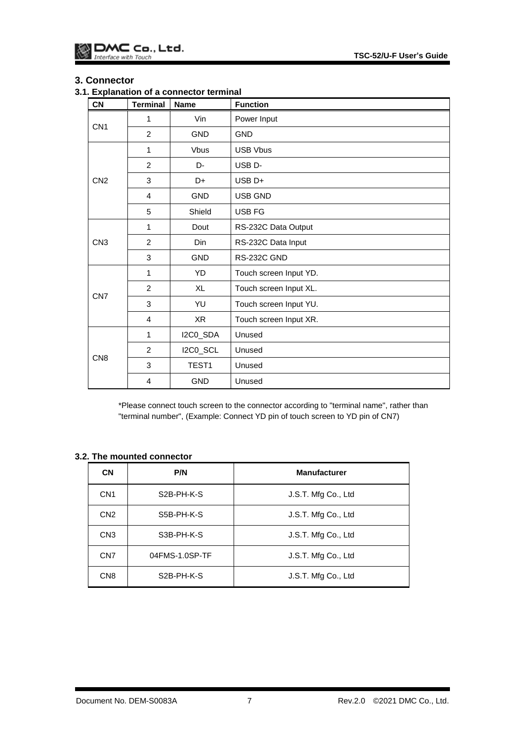## 3. Connector

### 3.1. Explanation of a connector terminal

| CN | Terminal | Name | Function |
|---|---|---|---|
| CN1 | 1 | Vin | Power Input |
| | 2 | GND | GND |
| CN2 | 1 | Vbus | USB Vbus |
| | 2 | D- | USB D- |
| | 3 | D+ | USB D+ |
| | 4 | GND | USB GND |
| | 5 | Shield | USB FG |
| CN3 | 1 | Dout | RS-232C Data Output |
| | 2 | Din | RS-232C Data Input |
| | 3 | GND | RS-232C GND |
| CN7 | 1 | YD | Touch screen Input YD. |
| | 2 | XL | Touch screen Input XL. |
| | 3 | YU | Touch screen Input YU. |
| | 4 | XR | Touch screen Input XR. |
| CN8 | 1 | I2C0_SDA | Unused |
| | 2 | I2C0_SCL | Unused |
| | 3 | TEST1 | Unused |
| | 4 | GND | Unused |

*Please connect touch screen to the connector according to "terminal name", rather than "terminal number", (Example: Connect YD pin of touch screen to YD pin of CN7)

### 3.2. The mounted connector

| CN | P/N | Manufacturer |
|---|---|---|
| CN1 | S2B-PH-K-S | J.S.T. Mfg Co., Ltd |
| CN2 | S5B-PH-K-S | J.S.T. Mfg Co., Ltd |
| CN3 | S3B-PH-K-S | J.S.T. Mfg Co., Ltd |
| CN7 | 04FMS-1.0SP-TF | J.S.T. Mfg Co., Ltd |
| CN8 | S2B-PH-K-S | J.S.T. Mfg Co., Ltd |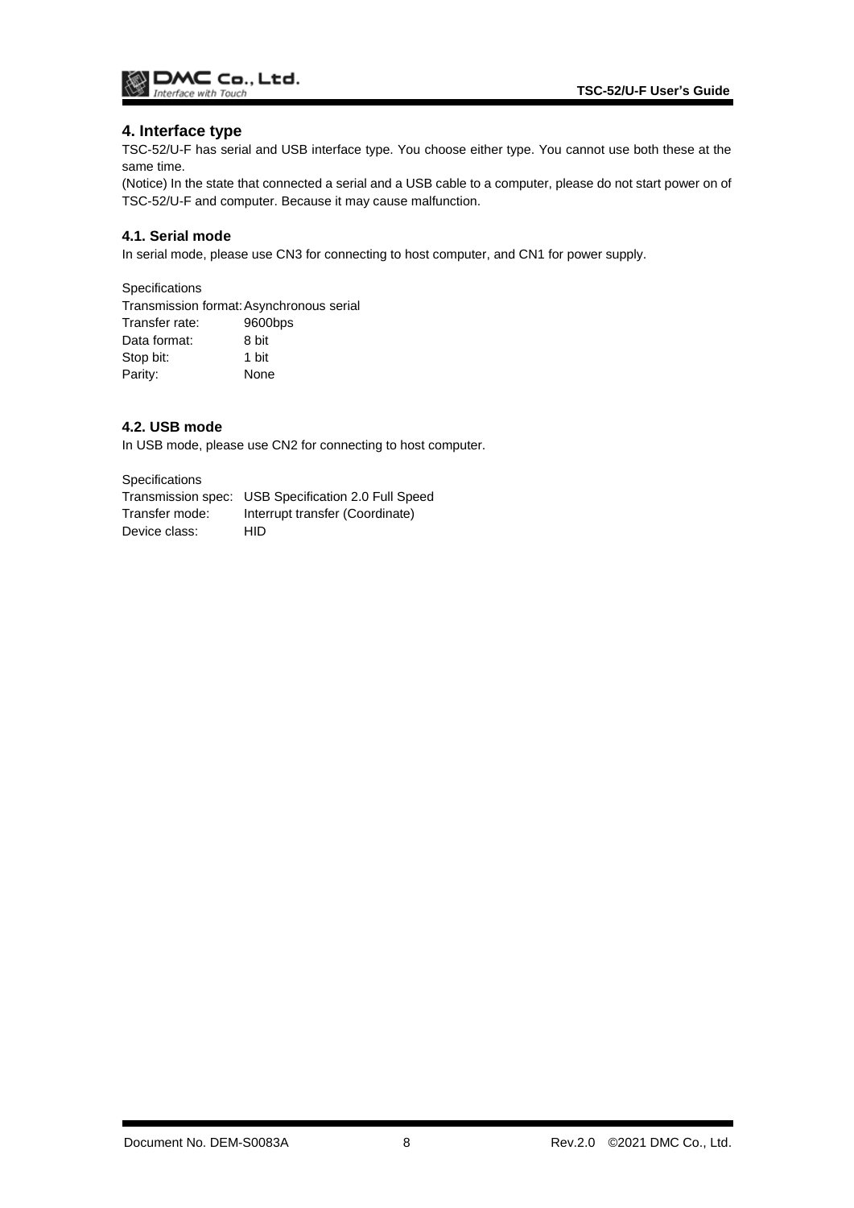## 4. Interface type

TSC-52/U-F has serial and USB interface type. You choose either type. You cannot use both these at the same time.

(Notice) In the state that connected a serial and a USB cable to a computer, please do not start power on of TSC-52/U-F and computer. Because it may cause malfunction.

### 4.1. Serial mode

In serial mode, please use CN3 for connecting to host computer, and CN1 for power supply.

Specifications

| | |
|---|---|
| Transmission format: | Asynchronous serial |
| Transfer rate: | 9600bps |
| Data format: | 8 bit |
| Stop bit: | 1 bit |
| Parity: | None |

### 4.2. USB mode

In USB mode, please use CN2 for connecting to host computer.

Specifications

| | |
|---|---|
| Transmission spec: | USB Specification 2.0 Full Speed |
| Transfer mode: | Interrupt transfer (Coordinate) |
| Device class: | HID |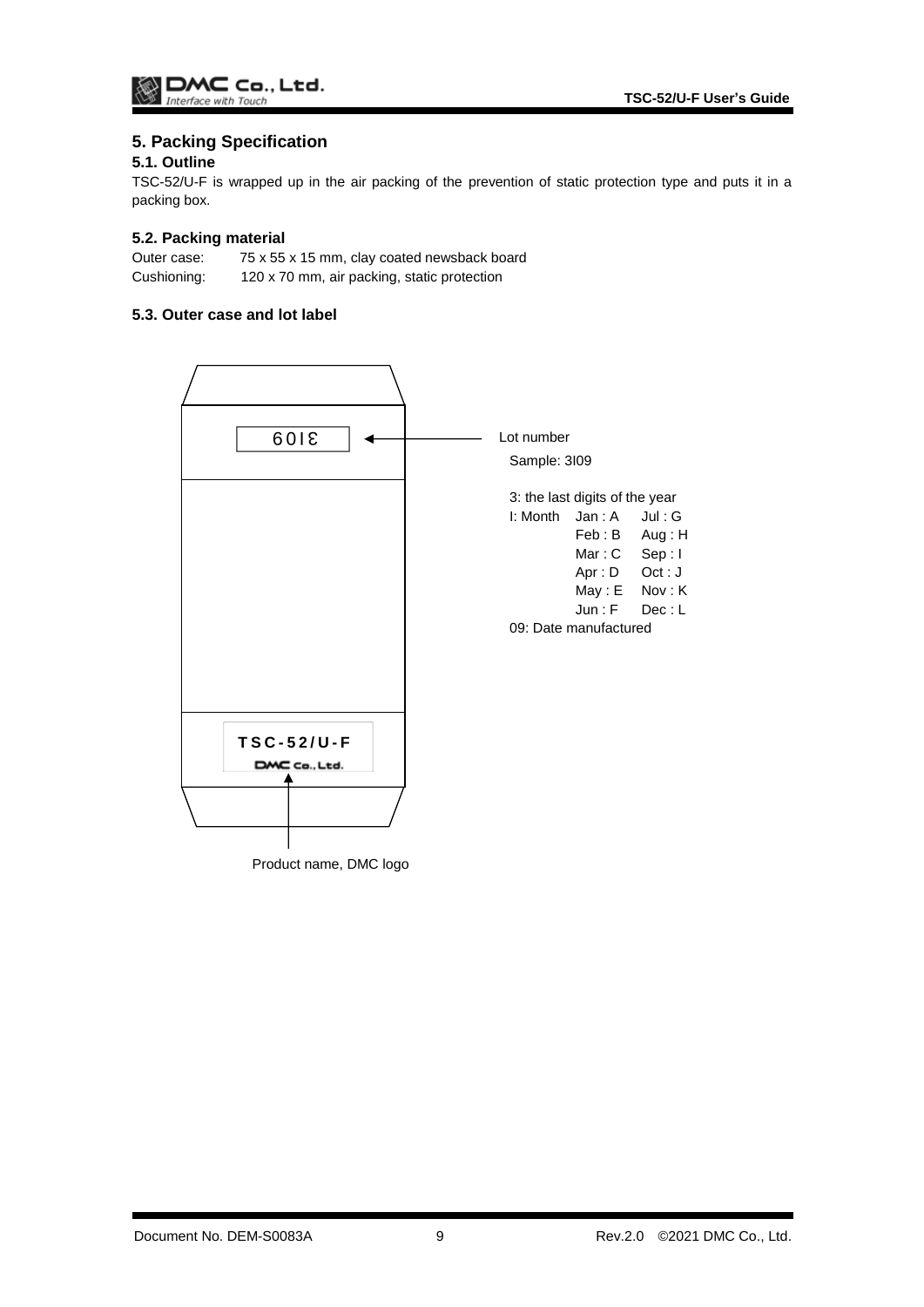## 5. Packing Specification

### 5.1. Outline

TSC-52/U-F is wrapped up in the air packing of the prevention of static protection type and puts it in a packing box.

### 5.2. Packing material

Outer case: 75 x 55 x 15 mm, clay coated newsback board
Cushioning: 120 x 70 mm, air packing, static protection

### 5.3. Outer case and lot label

3I09

TSC-52/U-F
DMC Co., Ltd.

Lot number
Sample: 3I09

3: the last digits of the year
I: Month

| | |
|---|---|
| Jan : A | Jul : G |
| Feb : B | Aug : H |
| Mar : C | Sep : I |
| Apr : D | Oct : J |
| May : E | Nov : K |
| Jun : F | Dec : L |

09: Date manufactured

Product name, DMC logo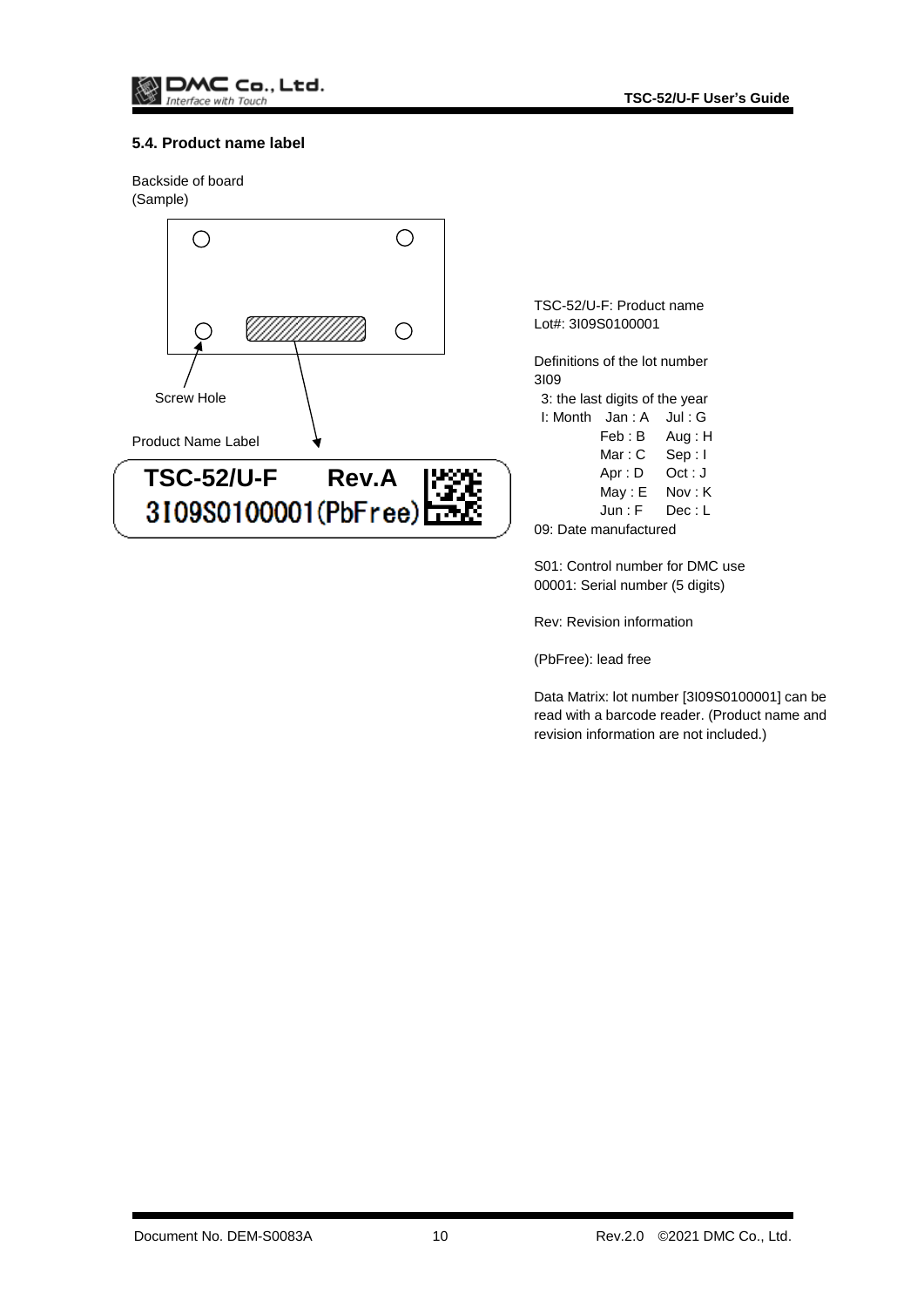## 5.4. Product name label

Backside of board
(Sample)

Screw Hole

Product Name Label

**TSC-52/U-F Rev.A**
3I09S0100001(PbFree)

TSC-52/U-F: Product name
Lot#: 3I09S0100001

Definitions of the lot number
3I09
3: the last digits of the year
I: Month

| | |
|---|---|
| Jan : A | Jul : G |
| Feb : B | Aug : H |
| Mar : C | Sep : I |
| Apr : D | Oct : J |
| May : E | Nov : K |
| Jun : F | Dec : L |

09: Date manufactured

S01: Control number for DMC use
00001: Serial number (5 digits)

Rev: Revision information

(PbFree): lead free

Data Matrix: lot number [3I09S0100001] can be read with a barcode reader. (Product name and revision information are not included.)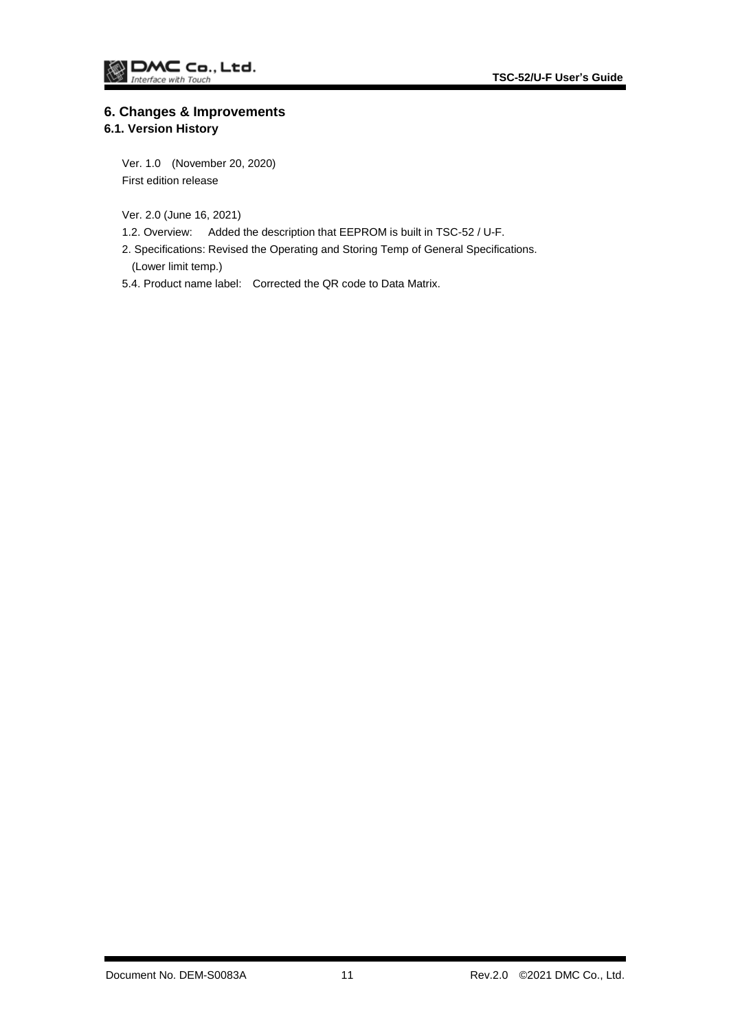# 6. Changes & Improvements

## 6.1. Version History

Ver. 1.0 (November 20, 2020)
First edition release

Ver. 2.0 (June 16, 2021)
1.2. Overview: Added the description that EEPROM is built in TSC-52 / U-F.
2. Specifications: Revised the Operating and Storing Temp of General Specifications. (Lower limit temp.)
5.4. Product name label: Corrected the QR code to Data Matrix.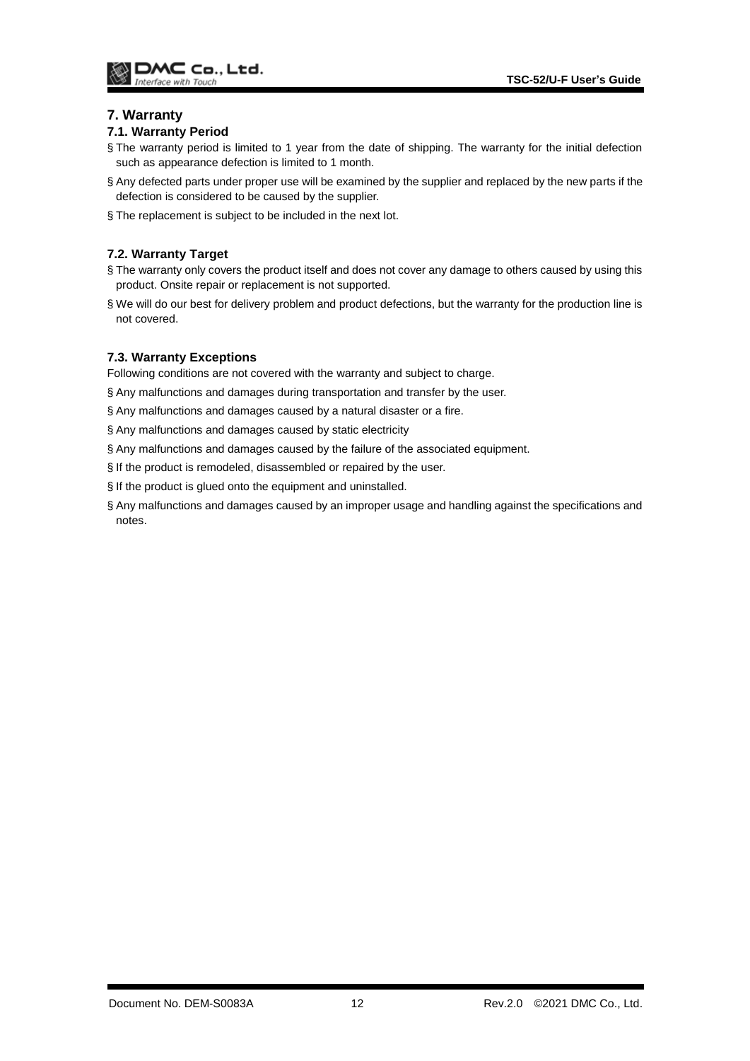# 7. Warranty

## 7.1. Warranty Period

§ The warranty period is limited to 1 year from the date of shipping. The warranty for the initial defection such as appearance defection is limited to 1 month.

§ Any defected parts under proper use will be examined by the supplier and replaced by the new parts if the defection is considered to be caused by the supplier.

§ The replacement is subject to be included in the next lot.

## 7.2. Warranty Target

§ The warranty only covers the product itself and does not cover any damage to others caused by using this product. Onsite repair or replacement is not supported.

§ We will do our best for delivery problem and product defections, but the warranty for the production line is not covered.

## 7.3. Warranty Exceptions

Following conditions are not covered with the warranty and subject to charge.

§ Any malfunctions and damages during transportation and transfer by the user.

§ Any malfunctions and damages caused by a natural disaster or a fire.

§ Any malfunctions and damages caused by static electricity

§ Any malfunctions and damages caused by the failure of the associated equipment.

§ If the product is remodeled, disassembled or repaired by the user.

§ If the product is glued onto the equipment and uninstalled.

§ Any malfunctions and damages caused by an improper usage and handling against the specifications and notes.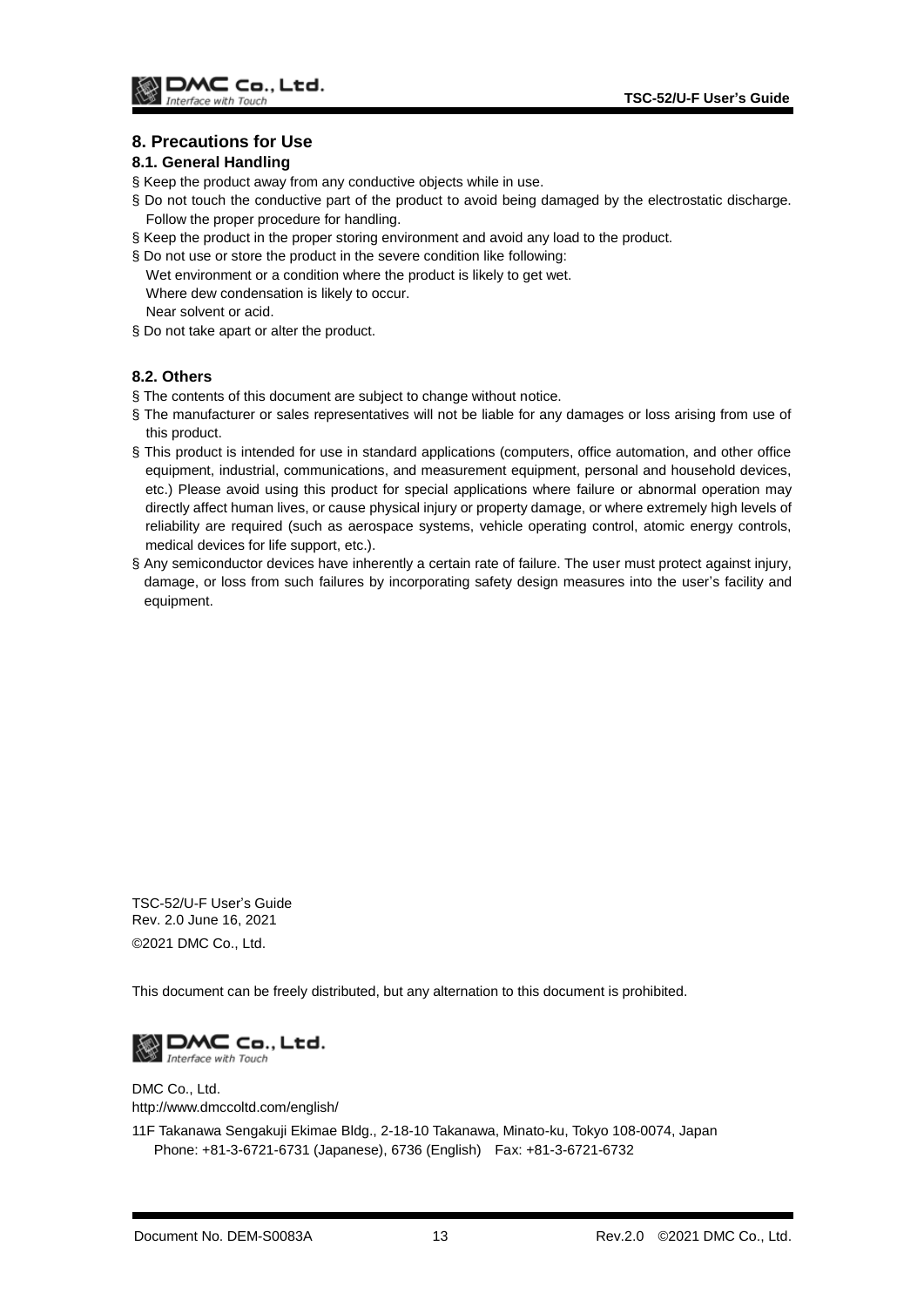## 8. Precautions for Use

### 8.1. General Handling

§ Keep the product away from any conductive objects while in use.

§ Do not touch the conductive part of the product to avoid being damaged by the electrostatic discharge. Follow the proper procedure for handling.

§ Keep the product in the proper storing environment and avoid any load to the product.

§ Do not use or store the product in the severe condition like following:
  Wet environment or a condition where the product is likely to get wet.
  Where dew condensation is likely to occur.
  Near solvent or acid.

§ Do not take apart or alter the product.

### 8.2. Others

§ The contents of this document are subject to change without notice.

§ The manufacturer or sales representatives will not be liable for any damages or loss arising from use of this product.

§ This product is intended for use in standard applications (computers, office automation, and other office equipment, industrial, communications, and measurement equipment, personal and household devices, etc.) Please avoid using this product for special applications where failure or abnormal operation may directly affect human lives, or cause physical injury or property damage, or where extremely high levels of reliability are required (such as aerospace systems, vehicle operating control, atomic energy controls, medical devices for life support, etc.).

§ Any semiconductor devices have inherently a certain rate of failure. The user must protect against injury, damage, or loss from such failures by incorporating safety design measures into the user's facility and equipment.

TSC-52/U-F User's Guide
Rev. 2.0 June 16, 2021
©2021 DMC Co., Ltd.

This document can be freely distributed, but any alternation to this document is prohibited.

DMC Co., Ltd.
Interface with Touch

DMC Co., Ltd.
http://www.dmccoltd.com/english/

11F Takanawa Sengakuji Ekimae Bldg., 2-18-10 Takanawa, Minato-ku, Tokyo 108-0074, Japan
Phone: +81-3-6721-6731 (Japanese), 6736 (English)  Fax: +81-3-6721-6732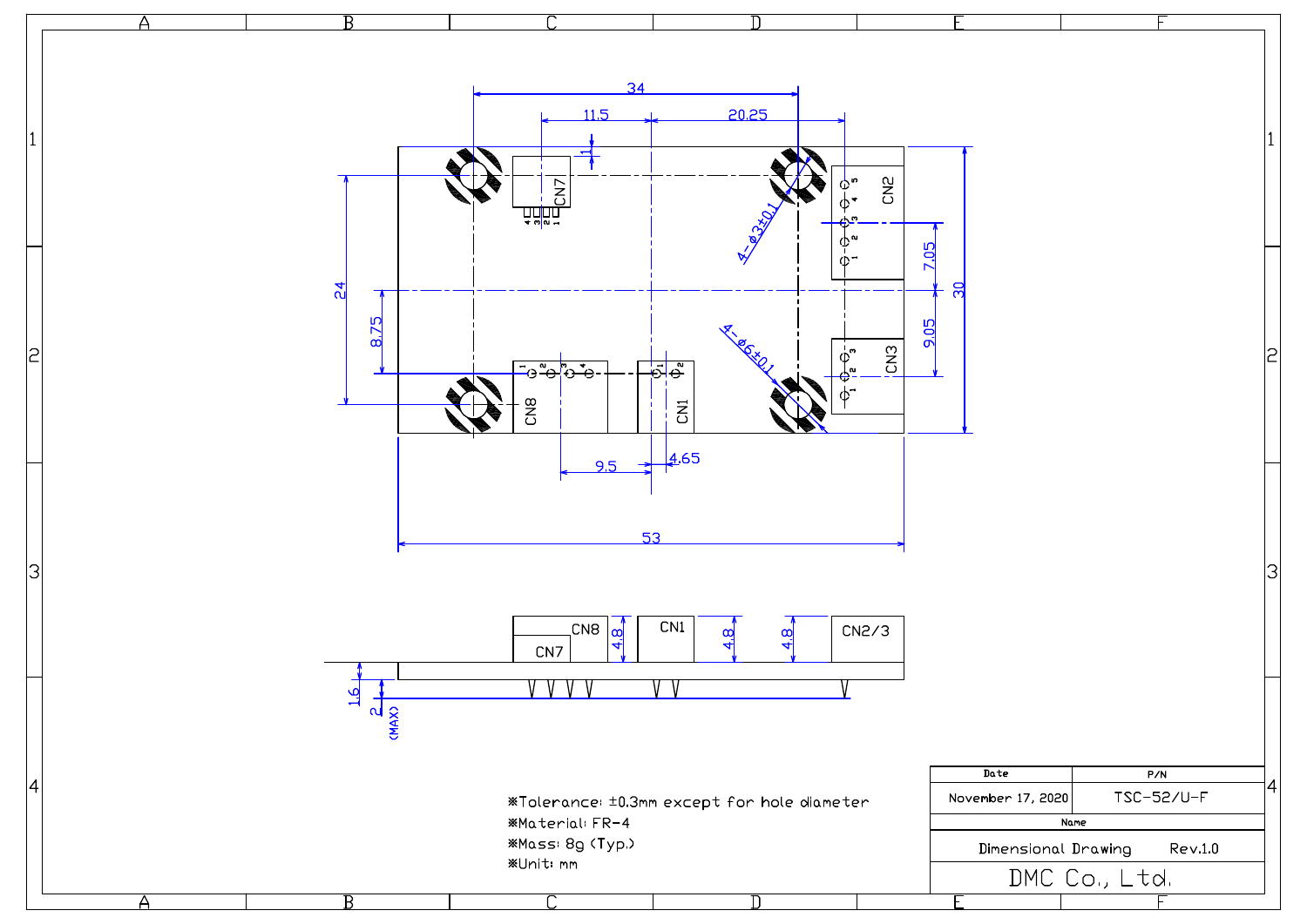34

11.5

20.25

1

CN7

4 3 2 1

CN2

1 2 3 4 5

4-φ3±0.1

7.05

30

24

8.75

9.05

4-φ6±0.1

CN3

1 2 3

1 2 3 4

1 2

CN8

CN1

9.5

4.65

53

CN8

CN1

CN2/3

CN7

4.8

4.8

4.8

1.6

2 (MAX)

※Tolerance: ±0.3mm except for hole diameter

※Material: FR-4

※Mass: 8g (Typ.)

※Unit: mm

| Date | P/N |
|---|---|
| November 17, 2020 | TSC-52/U-F |
| Name | |
| Dimensional Drawing Rev.1.0 | |
| DMC Co., Ltd. | |